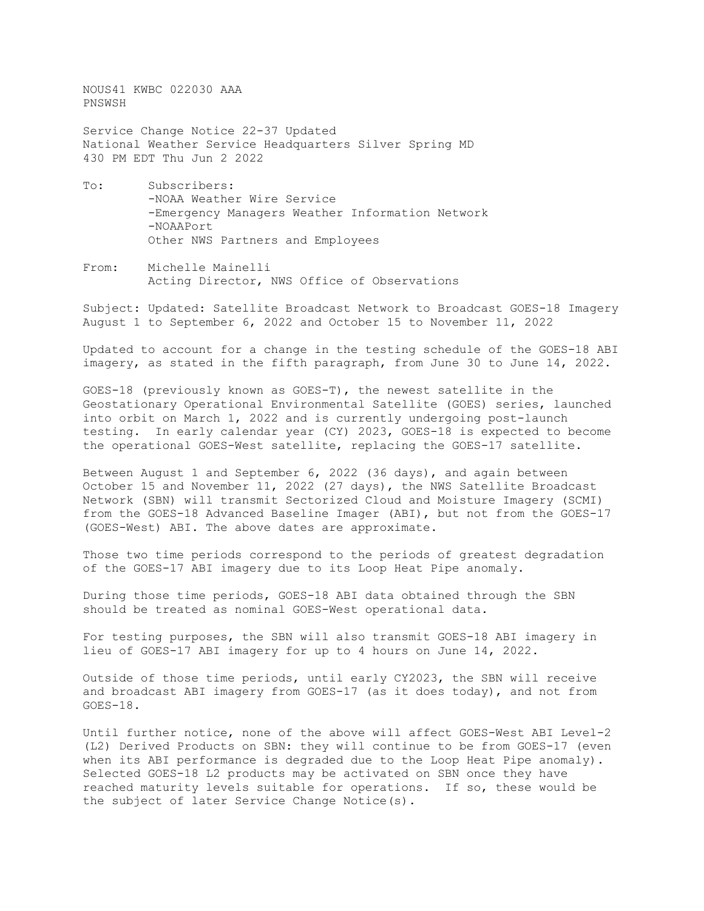NOUS41 KWBC 022030 AAA
PNSWSH

Service Change Notice 22-37 Updated
National Weather Service Headquarters Silver Spring MD
430 PM EDT Thu Jun 2 2022

To: Subscribers:
-NOAA Weather Wire Service
-Emergency Managers Weather Information Network
-NOAAPort
Other NWS Partners and Employees

From: Michelle Mainelli
Acting Director, NWS Office of Observations

Subject: Updated: Satellite Broadcast Network to Broadcast GOES-18 Imagery August 1 to September 6, 2022 and October 15 to November 11, 2022

Updated to account for a change in the testing schedule of the GOES-18 ABI imagery, as stated in the fifth paragraph, from June 30 to June 14, 2022.

GOES-18 (previously known as GOES-T), the newest satellite in the Geostationary Operational Environmental Satellite (GOES) series, launched into orbit on March 1, 2022 and is currently undergoing post-launch testing. In early calendar year (CY) 2023, GOES-18 is expected to become the operational GOES-West satellite, replacing the GOES-17 satellite.

Between August 1 and September 6, 2022 (36 days), and again between October 15 and November 11, 2022 (27 days), the NWS Satellite Broadcast Network (SBN) will transmit Sectorized Cloud and Moisture Imagery (SCMI) from the GOES-18 Advanced Baseline Imager (ABI), but not from the GOES-17 (GOES-West) ABI. The above dates are approximate.

Those two time periods correspond to the periods of greatest degradation of the GOES-17 ABI imagery due to its Loop Heat Pipe anomaly.

During those time periods, GOES-18 ABI data obtained through the SBN should be treated as nominal GOES-West operational data.

For testing purposes, the SBN will also transmit GOES-18 ABI imagery in lieu of GOES-17 ABI imagery for up to 4 hours on June 14, 2022.

Outside of those time periods, until early CY2023, the SBN will receive and broadcast ABI imagery from GOES-17 (as it does today), and not from GOES-18.

Until further notice, none of the above will affect GOES-West ABI Level-2 (L2) Derived Products on SBN: they will continue to be from GOES-17 (even when its ABI performance is degraded due to the Loop Heat Pipe anomaly). Selected GOES-18 L2 products may be activated on SBN once they have reached maturity levels suitable for operations. If so, these would be the subject of later Service Change Notice(s).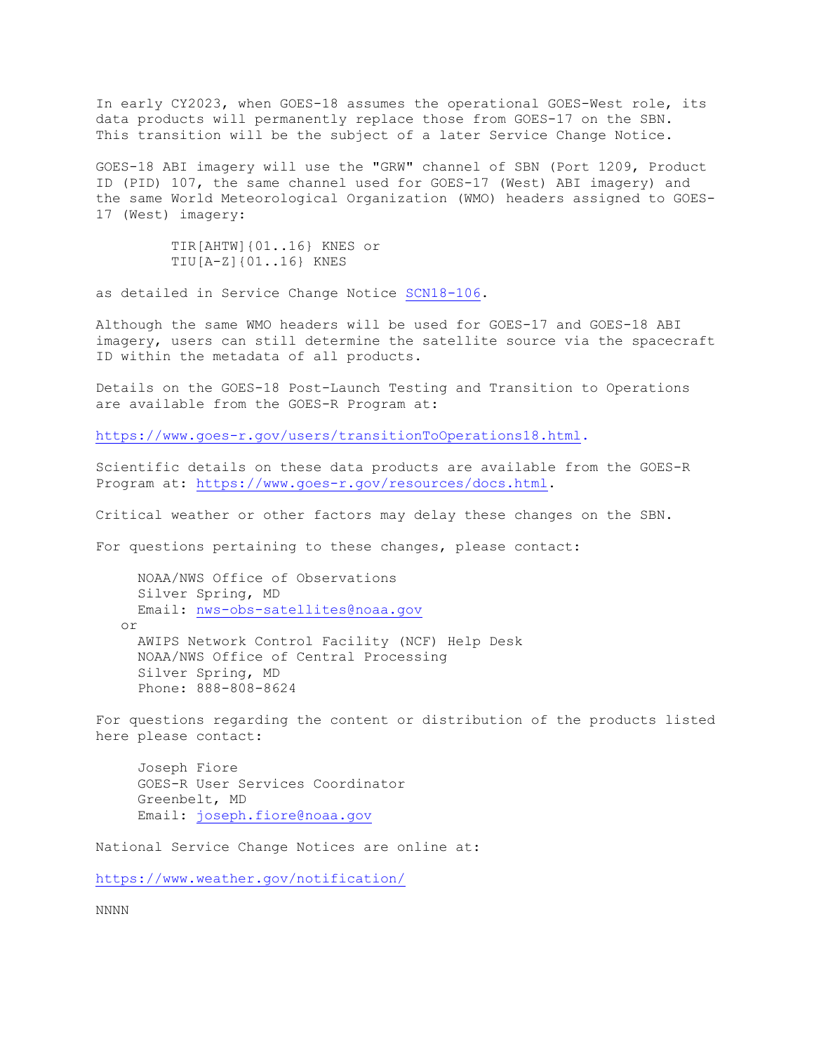In early CY2023, when GOES-18 assumes the operational GOES-West role, its data products will permanently replace those from GOES-17 on the SBN. This transition will be the subject of a later Service Change Notice.

GOES-18 ABI imagery will use the "GRW" channel of SBN (Port 1209, Product ID (PID) 107, the same channel used for GOES-17 (West) ABI imagery) and the same World Meteorological Organization (WMO) headers assigned to GOES-17 (West) imagery:

```
TIR[AHTW]{01..16} KNES or
TIU[A-Z]{01..16} KNES
```

as detailed in Service Change Notice SCN18-106.

Although the same WMO headers will be used for GOES-17 and GOES-18 ABI imagery, users can still determine the satellite source via the spacecraft ID within the metadata of all products.

Details on the GOES-18 Post-Launch Testing and Transition to Operations are available from the GOES-R Program at:

https://www.goes-r.gov/users/transitionToOperations18.html.

Scientific details on these data products are available from the GOES-R Program at: https://www.goes-r.gov/resources/docs.html.

Critical weather or other factors may delay these changes on the SBN.

For questions pertaining to these changes, please contact:

NOAA/NWS Office of Observations
Silver Spring, MD
Email: nws-obs-satellites@noaa.gov

or

AWIPS Network Control Facility (NCF) Help Desk
NOAA/NWS Office of Central Processing
Silver Spring, MD
Phone: 888-808-8624

For questions regarding the content or distribution of the products listed here please contact:

Joseph Fiore
GOES-R User Services Coordinator
Greenbelt, MD
Email: joseph.fiore@noaa.gov

National Service Change Notices are online at:

https://www.weather.gov/notification/

NNNN